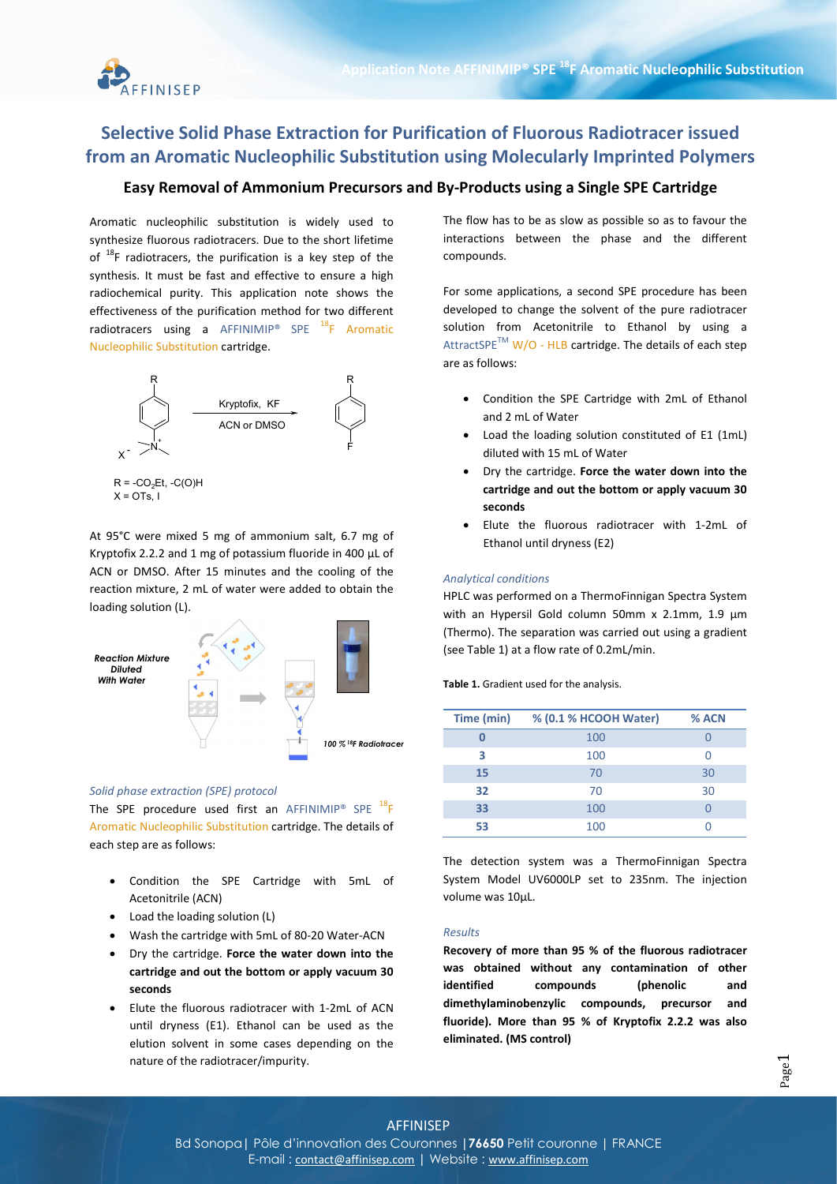# Selective Solid Phase Extraction for Purification of Fluorous Radiotracer issued from an Aromatic Nucleophilic Substitution using Molecularly Imprinted Polymers

## Easy Removal of Ammonium Precursors and By-Products using a Single SPE Cartridge

Aromatic nucleophilic substitution is widely used to synthesize fluorous radiotracers. Due to the short lifetime of $^{18}F$ radiotracers, the purification is a key step of the synthesis. It must be fast and effective to ensure a high radiochemical purity. This application note shows the effectiveness of the purification method for two different radiotracers using a AFFINIMIP® SPE $^{18}F$ Aromatic Nucleophilic Substitution cartridge.

R = $-CO_2Et$, $-C(O)H$
X = OTs, I

At 95°C were mixed 5 mg of ammonium salt, 6.7 mg of Kryptofix 2.2.2 and 1 mg of potassium fluoride in 400 µL of ACN or DMSO. After 15 minutes and the cooling of the reaction mixture, 2 mL of water were added to obtain the loading solution (L).

*Reaction Mixture Diluted With Water*

*100 % $^{18}F$ Radiotracer*

### *Solid phase extraction (SPE) protocol*

The SPE procedure used first an AFFINIMIP® SPE $^{18}F$ Aromatic Nucleophilic Substitution cartridge. The details of each step are as follows:

- Condition the SPE Cartridge with 5mL of Acetonitrile (ACN)
- Load the loading solution (L)
- Wash the cartridge with 5mL of 80-20 Water-ACN
- Dry the cartridge. **Force the water down into the cartridge and out the bottom or apply vacuum 30 seconds**
- Elute the fluorous radiotracer with 1-2mL of ACN until dryness (E1). Ethanol can be used as the elution solvent in some cases depending on the nature of the radiotracer/impurity.

The flow has to be as slow as possible so as to favour the interactions between the phase and the different compounds.

For some applications, a second SPE procedure has been developed to change the solvent of the pure radiotracer solution from Acetonitrile to Ethanol by using a AttractSPE™ W/O - HLB cartridge. The details of each step are as follows:

- Condition the SPE Cartridge with 2mL of Ethanol and 2 mL of Water
- Load the loading solution constituted of E1 (1mL) diluted with 15 mL of Water
- Dry the cartridge. **Force the water down into the cartridge and out the bottom or apply vacuum 30 seconds**
- Elute the fluorous radiotracer with 1-2mL of Ethanol until dryness (E2)

### *Analytical conditions*

HPLC was performed on a ThermoFinnigan Spectra System with an Hypersil Gold column 50mm x 2.1mm, 1.9 µm (Thermo). The separation was carried out using a gradient (see Table 1) at a flow rate of 0.2mL/min.

**Table 1.** Gradient used for the analysis.

| Time (min) | % (0.1 % HCOOH Water) | % ACN |
|---|---|---|
| 0 | 100 | 0 |
| 3 | 100 | 0 |
| 15 | 70 | 30 |
| 32 | 70 | 30 |
| 33 | 100 | 0 |
| 53 | 100 | 0 |

The detection system was a ThermoFinnigan Spectra System Model UV6000LP set to 235nm. The injection volume was 10µL.

### *Results*

**Recovery of more than 95 % of the fluorous radiotracer was obtained without any contamination of other identified compounds (phenolic and dimethylaminobenzylic compounds, precursor and fluoride). More than 95 % of Kryptofix 2.2.2 was also eliminated. (MS control)**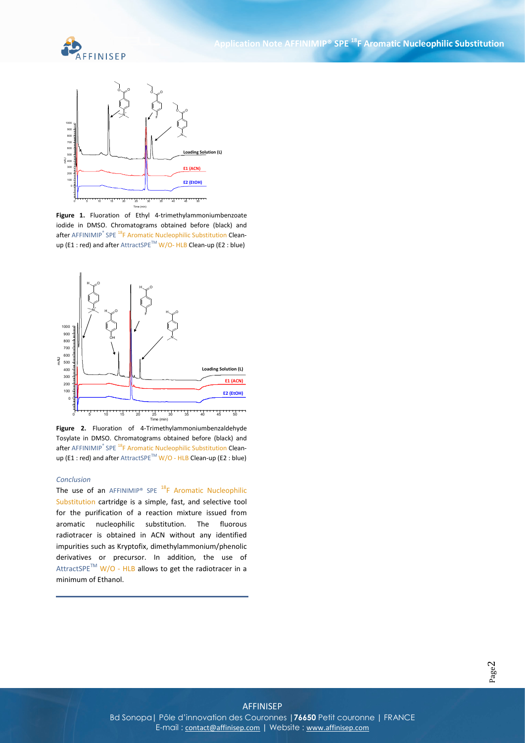1000
900
800
700
600
500
400
300
200
100
0
mAU
Loading Solution (L)
E1 (ACN)
E2 (EtOH)
0 5 10 15 20 25 30 35 40 45 50
Time (min)

**Figure 1.** Fluoration of Ethyl 4-trimethylammoniumbenzoate iodide in DMSO. Chromatograms obtained before (black) and after AFFINIMIP® SPE $^{18}$F Aromatic Nucleophilic Substitution Clean-up (E1 : red) and after AttractSPE™ W/O- HLB Clean-up (E2 : blue)

1000
900
800
700
600
500
400
300
200
100
0
mAU
Loading Solution (L)
E1 (ACN)
E2 (EtOH)
0 5 10 15 20 25 30 35 40 45 50
Time (min)

**Figure 2.** Fluoration of 4-Trimethylammoniumbenzaldehyde Tosylate in DMSO. Chromatograms obtained before (black) and after AFFINIMIP® SPE $^{18}$F Aromatic Nucleophilic Substitution Clean-up (E1 : red) and after AttractSPE™ W/O - HLB Clean-up (E2 : blue)

*Conclusion*

The use of an AFFINIMIP® SPE $^{18}$F Aromatic Nucleophilic Substitution cartridge is a simple, fast, and selective tool for the purification of a reaction mixture issued from aromatic nucleophilic substitution. The fluorous radiotracer is obtained in ACN without any identified impurities such as Kryptofix, dimethylammonium/phenolic derivatives or precursor. In addition, the use of AttractSPE™ W/O - HLB allows to get the radiotracer in a minimum of Ethanol.

AFFINISEP
Bd Sonopa| Pôle d'innovation des Couronnes |**76650** Petit couronne | FRANCE
E-mail : contact@affinisep.com | Website : www.affinisep.com